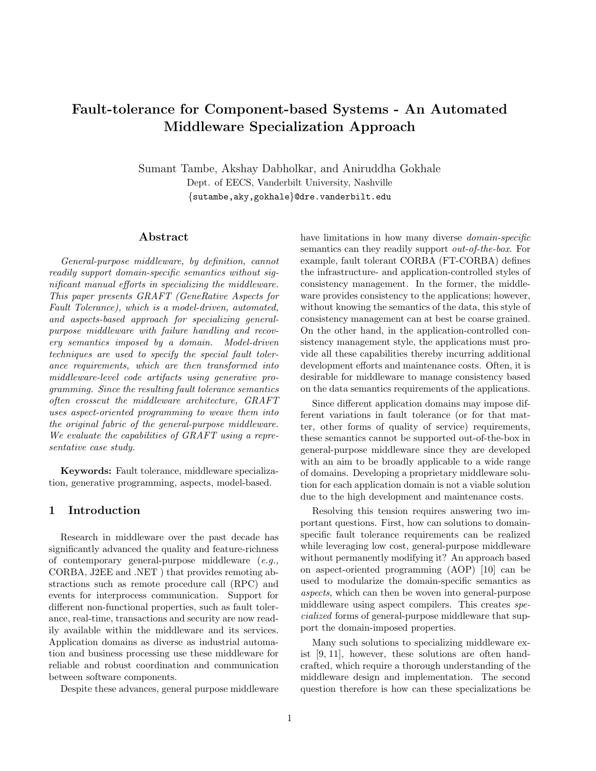# Fault-tolerance for Component-based Systems - An Automated Middleware Specialization Approach

Sumant Tambe, Akshay Dabholkar, and Aniruddha Gokhale

Dept. of EECS, Vanderbilt University, Nashville

{sutambe,aky,gokhale}@dre.vanderbilt.edu

## Abstract

*General-purpose middleware, by definition, cannot readily support domain-specific semantics without significant manual efforts in specializing the middleware. This paper presents GRAFT (GeneRative Aspects for Fault Tolerance), which is a model-driven, automated, and aspects-based approach for specializing general-purpose middleware with failure handling and recovery semantics imposed by a domain. Model-driven techniques are used to specify the special fault tolerance requirements, which are then transformed into middleware-level code artifacts using generative programming. Since the resulting fault tolerance semantics often crosscut the middleware architecture, GRAFT uses aspect-oriented programming to weave them into the original fabric of the general-purpose middleware. We evaluate the capabilities of GRAFT using a representative case study.*

**Keywords:** Fault tolerance, middleware specialization, generative programming, aspects, model-based.

## 1 Introduction

Research in middleware over the past decade has significantly advanced the quality and feature-richness of contemporary general-purpose middleware (*e.g.,* CORBA, J2EE and .NET ) that provides remoting abstractions such as remote procedure call (RPC) and events for interprocess communication. Support for different non-functional properties, such as fault tolerance, real-time, transactions and security are now readily available within the middleware and its services. Application domains as diverse as industrial automation and business processing use these middleware for reliable and robust coordination and communication between software components.

Despite these advances, general purpose middleware have limitations in how many diverse *domain-specific* semantics can they readily support *out-of-the-box*. For example, fault tolerant CORBA (FT-CORBA) defines the infrastructure- and application-controlled styles of consistency management. In the former, the middleware provides consistency to the applications; however, without knowing the semantics of the data, this style of consistency management can at best be coarse grained. On the other hand, in the application-controlled consistency management style, the applications must provide all these capabilities thereby incurring additional development efforts and maintenance costs. Often, it is desirable for middleware to manage consistency based on the data semantics requirements of the applications.

Since different application domains may impose different variations in fault tolerance (or for that matter, other forms of quality of service) requirements, these semantics cannot be supported out-of-the-box in general-purpose middleware since they are developed with an aim to be broadly applicable to a wide range of domains. Developing a proprietary middleware solution for each application domain is not a viable solution due to the high development and maintenance costs.

Resolving this tension requires answering two important questions. First, how can solutions to domain-specific fault tolerance requirements be realized while leveraging low cost, general-purpose middleware without permanently modifying it? An approach based on aspect-oriented programming (AOP) [10] can be used to modularize the domain-specific semantics as *aspects*, which can then be woven into general-purpose middleware using aspect compilers. This creates *specialized* forms of general-purpose middleware that support the domain-imposed properties.

Many such solutions to specializing middleware exist [9, 11], however, these solutions are often handcrafted, which require a thorough understanding of the middleware design and implementation. The second question therefore is how can these specializations be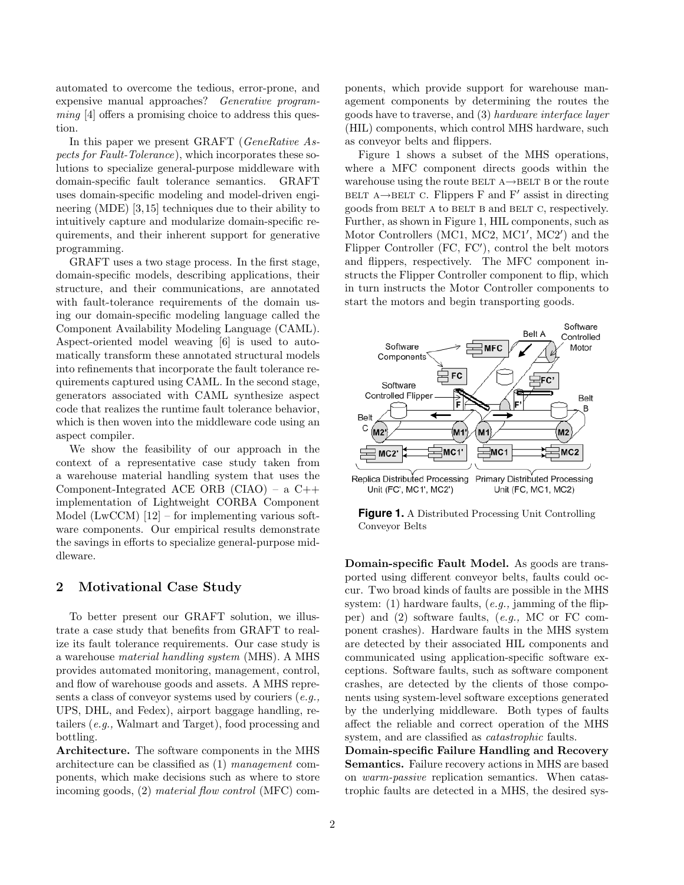automated to overcome the tedious, error-prone, and expensive manual approaches? *Generative programming* [4] offers a promising choice to address this question.

In this paper we present GRAFT (*GeneRative Aspects for Fault-Tolerance*), which incorporates these solutions to specialize general-purpose middleware with domain-specific fault tolerance semantics. GRAFT uses domain-specific modeling and model-driven engineering (MDE) [3,15] techniques due to their ability to intuitively capture and modularize domain-specific requirements, and their inherent support for generative programming.

GRAFT uses a two stage process. In the first stage, domain-specific models, describing applications, their structure, and their communications, are annotated with fault-tolerance requirements of the domain using our domain-specific modeling language called the Component Availability Modeling Language (CAML). Aspect-oriented model weaving [6] is used to automatically transform these annotated structural models into refinements that incorporate the fault tolerance requirements captured using CAML. In the second stage, generators associated with CAML synthesize aspect code that realizes the runtime fault tolerance behavior, which is then woven into the middleware code using an aspect compiler.

We show the feasibility of our approach in the context of a representative case study taken from a warehouse material handling system that uses the Component-Integrated ACE ORB (CIAO) – a C++ implementation of Lightweight CORBA Component Model (LwCCM) [12] – for implementing various software components. Our empirical results demonstrate the savings in efforts to specialize general-purpose middleware.

## 2 Motivational Case Study

To better present our GRAFT solution, we illustrate a case study that benefits from GRAFT to realize its fault tolerance requirements. Our case study is a warehouse *material handling system* (MHS). A MHS provides automated monitoring, management, control, and flow of warehouse goods and assets. A MHS represents a class of conveyor systems used by couriers (*e.g.,* UPS, DHL, and Fedex), airport baggage handling, retailers (*e.g.,* Walmart and Target), food processing and bottling.

**Architecture.** The software components in the MHS architecture can be classified as (1) *management* components, which make decisions such as where to store incoming goods, (2) *material flow control* (MFC) components, which provide support for warehouse management components by determining the routes the goods have to traverse, and (3) *hardware interface layer* (HIL) components, which control MHS hardware, such as conveyor belts and flippers.

Figure 1 shows a subset of the MHS operations, where a MFC component directs goods within the warehouse using the route BELT A→BELT B or the route BELT A→BELT C. Flippers F and F′ assist in directing goods from BELT A to BELT B and BELT C, respectively. Further, as shown in Figure 1, HIL components, such as Motor Controllers (MC1, MC2, MC1′, MC2′) and the Flipper Controller (FC, FC′), control the belt motors and flippers, respectively. The MFC component instructs the Flipper Controller component to flip, which in turn instructs the Motor Controller components to start the motors and begin transporting goods.

**Figure 1.** A Distributed Processing Unit Controlling Conveyor Belts

**Domain-specific Fault Model.** As goods are transported using different conveyor belts, faults could occur. Two broad kinds of faults are possible in the MHS system: (1) hardware faults, (*e.g.,* jamming of the flipper) and (2) software faults, (*e.g.,* MC or FC component crashes). Hardware faults in the MHS system are detected by their associated HIL components and communicated using application-specific software exceptions. Software faults, such as software component crashes, are detected by the clients of those components using system-level software exceptions generated by the underlying middleware. Both types of faults affect the reliable and correct operation of the MHS system, and are classified as *catastrophic* faults.

**Domain-specific Failure Handling and Recovery Semantics.** Failure recovery actions in MHS are based on *warm-passive* replication semantics. When catastrophic faults are detected in a MHS, the desired sys-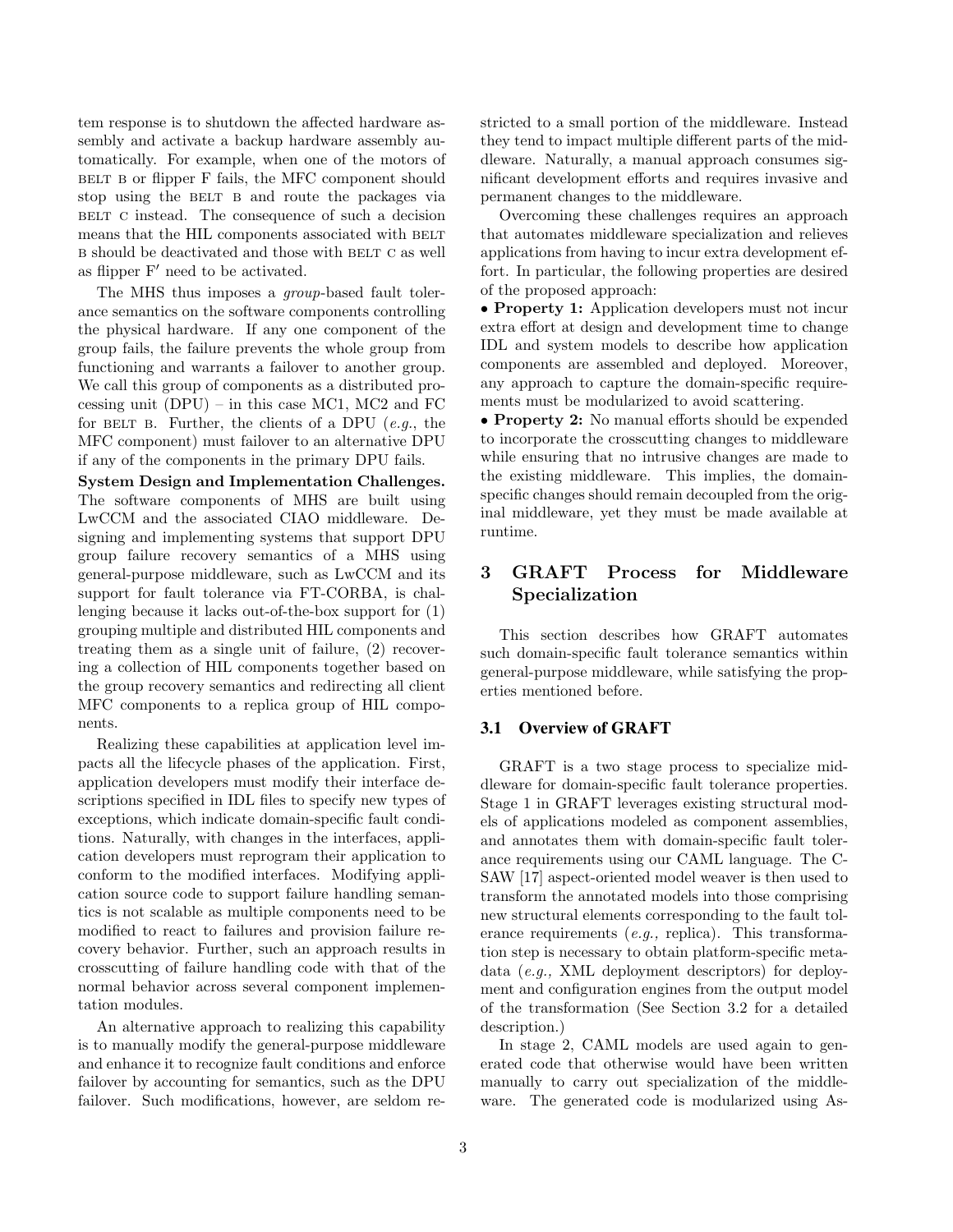tem response is to shutdown the affected hardware assembly and activate a backup hardware assembly automatically. For example, when one of the motors of BELT B or flipper F fails, the MFC component should stop using the BELT B and route the packages via BELT C instead. The consequence of such a decision means that the HIL components associated with BELT B should be deactivated and those with BELT C as well as flipper F′ need to be activated.

The MHS thus imposes a *group*-based fault tolerance semantics on the software components controlling the physical hardware. If any one component of the group fails, the failure prevents the whole group from functioning and warrants a failover to another group. We call this group of components as a distributed processing unit (DPU) – in this case MC1, MC2 and FC for BELT B. Further, the clients of a DPU (*e.g.*, the MFC component) must failover to an alternative DPU if any of the components in the primary DPU fails.

**System Design and Implementation Challenges.** The software components of MHS are built using LwCCM and the associated CIAO middleware. Designing and implementing systems that support DPU group failure recovery semantics of a MHS using general-purpose middleware, such as LwCCM and its support for fault tolerance via FT-CORBA, is challenging because it lacks out-of-the-box support for (1) grouping multiple and distributed HIL components and treating them as a single unit of failure, (2) recovering a collection of HIL components together based on the group recovery semantics and redirecting all client MFC components to a replica group of HIL components.

Realizing these capabilities at application level impacts all the lifecycle phases of the application. First, application developers must modify their interface descriptions specified in IDL files to specify new types of exceptions, which indicate domain-specific fault conditions. Naturally, with changes in the interfaces, application developers must reprogram their application to conform to the modified interfaces. Modifying application source code to support failure handling semantics is not scalable as multiple components need to be modified to react to failures and provision failure recovery behavior. Further, such an approach results in crosscutting of failure handling code with that of the normal behavior across several component implementation modules.

An alternative approach to realizing this capability is to manually modify the general-purpose middleware and enhance it to recognize fault conditions and enforce failover by accounting for semantics, such as the DPU failover. Such modifications, however, are seldom restricted to a small portion of the middleware. Instead they tend to impact multiple different parts of the middleware. Naturally, a manual approach consumes significant development efforts and requires invasive and permanent changes to the middleware.

Overcoming these challenges requires an approach that automates middleware specialization and relieves applications from having to incur extra development effort. In particular, the following properties are desired of the proposed approach:

• **Property 1:** Application developers must not incur extra effort at design and development time to change IDL and system models to describe how application components are assembled and deployed. Moreover, any approach to capture the domain-specific requirements must be modularized to avoid scattering.

• **Property 2:** No manual efforts should be expended to incorporate the crosscutting changes to middleware while ensuring that no intrusive changes are made to the existing middleware. This implies, the domain-specific changes should remain decoupled from the original middleware, yet they must be made available at runtime.

# 3 GRAFT Process for Middleware Specialization

This section describes how GRAFT automates such domain-specific fault tolerance semantics within general-purpose middleware, while satisfying the properties mentioned before.

## 3.1 Overview of GRAFT

GRAFT is a two stage process to specialize middleware for domain-specific fault tolerance properties. Stage 1 in GRAFT leverages existing structural models of applications modeled as component assemblies, and annotates them with domain-specific fault tolerance requirements using our CAML language. The C-SAW [17] aspect-oriented model weaver is then used to transform the annotated models into those comprising new structural elements corresponding to the fault tolerance requirements (*e.g.,* replica). This transformation step is necessary to obtain platform-specific metadata (*e.g.,* XML deployment descriptors) for deployment and configuration engines from the output model of the transformation (See Section 3.2 for a detailed description.)

In stage 2, CAML models are used again to generated code that otherwise would have been written manually to carry out specialization of the middleware. The generated code is modularized using As-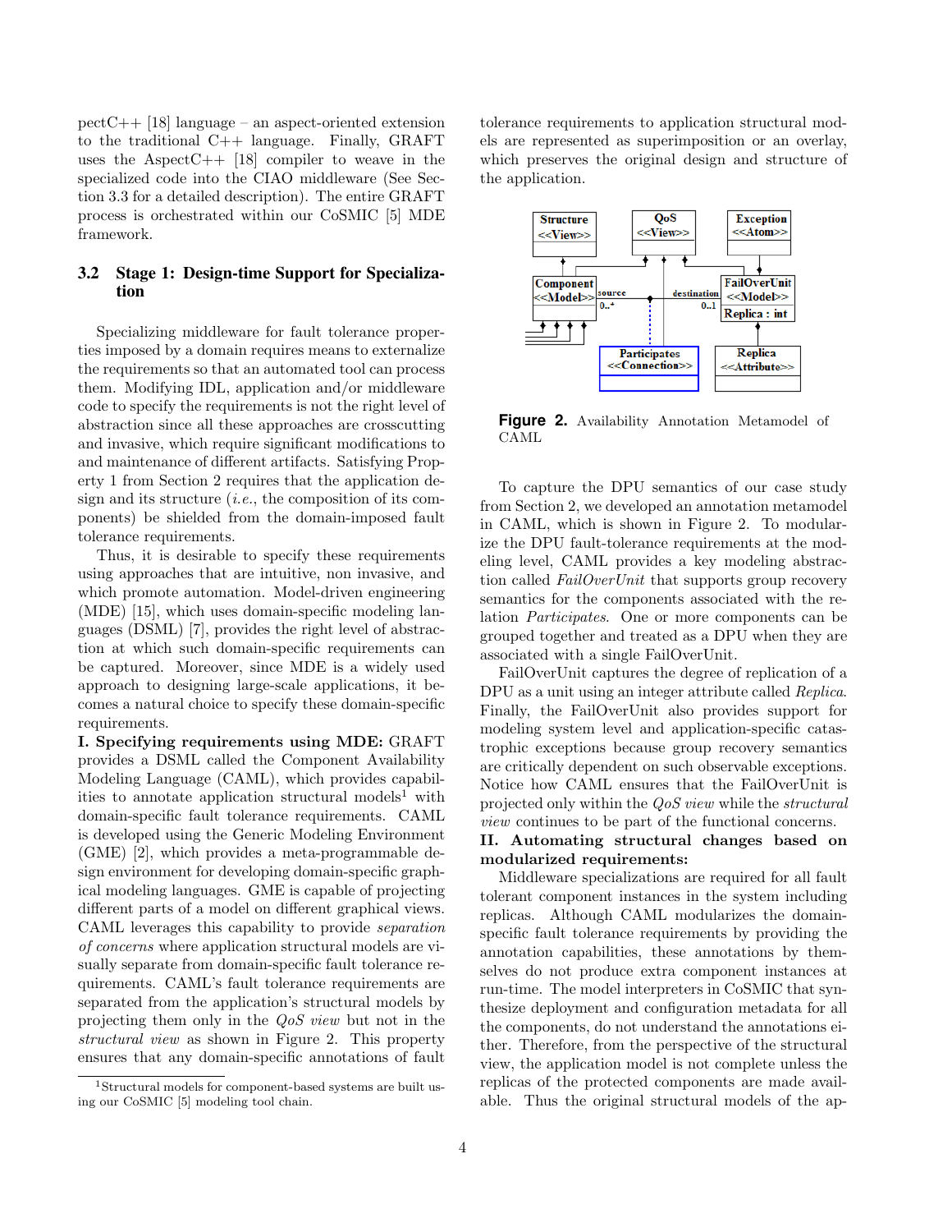pectC++ [18] language – an aspect-oriented extension to the traditional C++ language. Finally, GRAFT uses the AspectC++ [18] compiler to weave in the specialized code into the CIAO middleware (See Section 3.3 for a detailed description). The entire GRAFT process is orchestrated within our CoSMIC [5] MDE framework.

### 3.2 Stage 1: Design-time Support for Specialization

Specializing middleware for fault tolerance properties imposed by a domain requires means to externalize the requirements so that an automated tool can process them. Modifying IDL, application and/or middleware code to specify the requirements is not the right level of abstraction since all these approaches are crosscutting and invasive, which require significant modifications to and maintenance of different artifacts. Satisfying Property 1 from Section 2 requires that the application design and its structure (*i.e.*, the composition of its components) be shielded from the domain-imposed fault tolerance requirements.

Thus, it is desirable to specify these requirements using approaches that are intuitive, non invasive, and which promote automation. Model-driven engineering (MDE) [15], which uses domain-specific modeling languages (DSML) [7], provides the right level of abstraction at which such domain-specific requirements can be captured. Moreover, since MDE is a widely used approach to designing large-scale applications, it becomes a natural choice to specify these domain-specific requirements.

**I. Specifying requirements using MDE:** GRAFT provides a DSML called the Component Availability Modeling Language (CAML), which provides capabilities to annotate application structural models[1] with domain-specific fault tolerance requirements. CAML is developed using the Generic Modeling Environment (GME) [2], which provides a meta-programmable design environment for developing domain-specific graphical modeling languages. GME is capable of projecting different parts of a model on different graphical views. CAML leverages this capability to provide *separation of concerns* where application structural models are visually separate from domain-specific fault tolerance requirements. CAML's fault tolerance requirements are separated from the application's structural models by projecting them only in the *QoS view* but not in the *structural view* as shown in Figure 2. This property ensures that any domain-specific annotations of fault tolerance requirements to application structural models are represented as superimposition or an overlay, which preserves the original design and structure of the application.

**Figure 2.** Availability Annotation Metamodel of CAML

To capture the DPU semantics of our case study from Section 2, we developed an annotation metamodel in CAML, which is shown in Figure 2. To modularize the DPU fault-tolerance requirements at the modeling level, CAML provides a key modeling abstraction called *FailOverUnit* that supports group recovery semantics for the components associated with the relation *Participates*. One or more components can be grouped together and treated as a DPU when they are associated with a single FailOverUnit.

FailOverUnit captures the degree of replication of a DPU as a unit using an integer attribute called *Replica*. Finally, the FailOverUnit also provides support for modeling system level and application-specific catastrophic exceptions because group recovery semantics are critically dependent on such observable exceptions. Notice how CAML ensures that the FailOverUnit is projected only within the *QoS view* while the *structural view* continues to be part of the functional concerns.

**II. Automating structural changes based on modularized requirements:**

Middleware specializations are required for all fault tolerant component instances in the system including replicas. Although CAML modularizes the domain-specific fault tolerance requirements by providing the annotation capabilities, these annotations by themselves do not produce extra component instances at run-time. The model interpreters in CoSMIC that synthesize deployment and configuration metadata for all the components, do not understand the annotations either. Therefore, from the perspective of the structural view, the application model is not complete unless the replicas of the protected components are made available. Thus the original structural models of the ap-

[1] Structural models for component-based systems are built using our CoSMIC [5] modeling tool chain.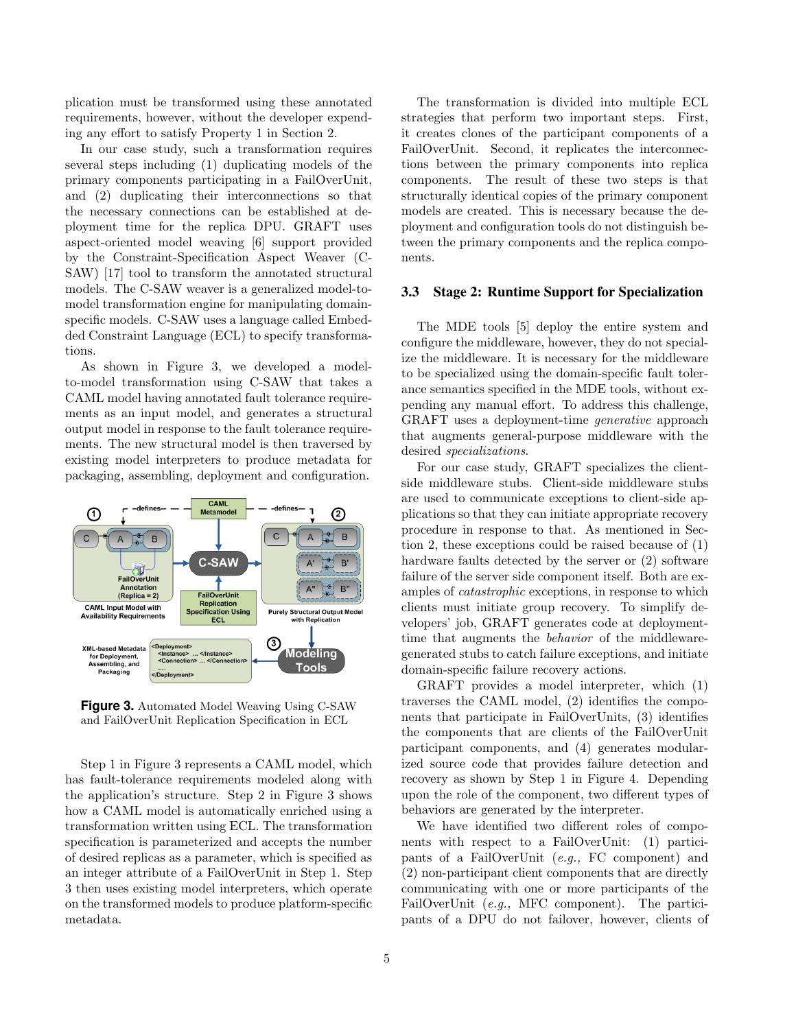plication must be transformed using these annotated requirements, however, without the developer expending any effort to satisfy Property 1 in Section 2.

In our case study, such a transformation requires several steps including (1) duplicating models of the primary components participating in a FailOverUnit, and (2) duplicating their interconnections so that the necessary connections can be established at deployment time for the replica DPU. GRAFT uses aspect-oriented model weaving [6] support provided by the Constraint-Specification Aspect Weaver (C-SAW) [17] tool to transform the annotated structural models. The C-SAW weaver is a generalized model-to-model transformation engine for manipulating domain-specific models. C-SAW uses a language called Embedded Constraint Language (ECL) to specify transformations.

As shown in Figure 3, we developed a model-to-model transformation using C-SAW that takes a CAML model having annotated fault tolerance requirements as an input model, and generates a structural output model in response to the fault tolerance requirements. The new structural model is then traversed by existing model interpreters to produce metadata for packaging, assembling, deployment and configuration.

**Figure 3.** Automated Model Weaving Using C-SAW and FailOverUnit Replication Specification in ECL

Step 1 in Figure 3 represents a CAML model, which has fault-tolerance requirements modeled along with the application's structure. Step 2 in Figure 3 shows how a CAML model is automatically enriched using a transformation written using ECL. The transformation specification is parameterized and accepts the number of desired replicas as a parameter, which is specified as an integer attribute of a FailOverUnit in Step 1. Step 3 then uses existing model interpreters, which operate on the transformed models to produce platform-specific metadata.

The transformation is divided into multiple ECL strategies that perform two important steps. First, it creates clones of the participant components of a FailOverUnit. Second, it replicates the interconnections between the primary components into replica components. The result of these two steps is that structurally identical copies of the primary component models are created. This is necessary because the deployment and configuration tools do not distinguish between the primary components and the replica components.

### 3.3 Stage 2: Runtime Support for Specialization

The MDE tools [5] deploy the entire system and configure the middleware, however, they do not specialize the middleware. It is necessary for the middleware to be specialized using the domain-specific fault tolerance semantics specified in the MDE tools, without expending any manual effort. To address this challenge, GRAFT uses a deployment-time *generative* approach that augments general-purpose middleware with the desired *specializations*.

For our case study, GRAFT specializes the client-side middleware stubs. Client-side middleware stubs are used to communicate exceptions to client-side applications so that they can initiate appropriate recovery procedure in response to that. As mentioned in Section 2, these exceptions could be raised because of (1) hardware faults detected by the server or (2) software failure of the server side component itself. Both are examples of *catastrophic* exceptions, in response to which clients must initiate group recovery. To simplify developers' job, GRAFT generates code at deployment-time that augments the *behavior* of the middleware-generated stubs to catch failure exceptions, and initiate domain-specific failure recovery actions.

GRAFT provides a model interpreter, which (1) traverses the CAML model, (2) identifies the components that participate in FailOverUnits, (3) identifies the components that are clients of the FailOverUnit participant components, and (4) generates modularized source code that provides failure detection and recovery as shown by Step 1 in Figure 4. Depending upon the role of the component, two different types of behaviors are generated by the interpreter.

We have identified two different roles of components with respect to a FailOverUnit: (1) participants of a FailOverUnit (*e.g.,* FC component) and (2) non-participant client components that are directly communicating with one or more participants of the FailOverUnit (*e.g.,* MFC component). The participants of a DPU do not failover, however, clients of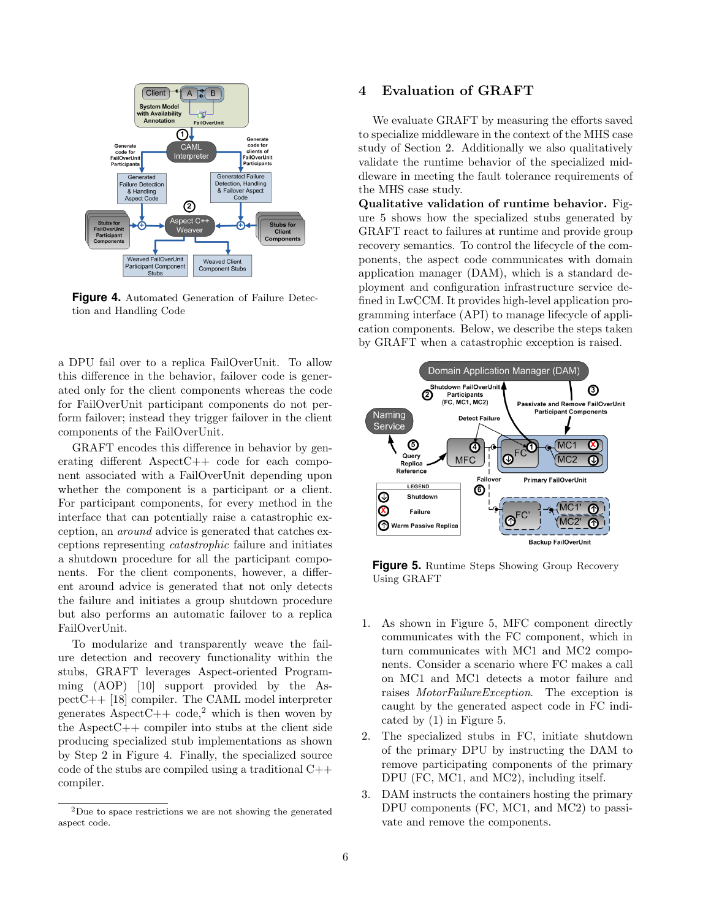**Figure 4.** Automated Generation of Failure Detection and Handling Code

a DPU fail over to a replica FailOverUnit. To allow this difference in the behavior, failover code is generated only for the client components whereas the code for FailOverUnit participant components do not perform failover; instead they trigger failover in the client components of the FailOverUnit.

GRAFT encodes this difference in behavior by generating different AspectC++ code for each component associated with a FailOverUnit depending upon whether the component is a participant or a client. For participant components, for every method in the interface that can potentially raise a catastrophic exception, an *around* advice is generated that catches exceptions representing *catastrophic* failure and initiates a shutdown procedure for all the participant components. For the client components, however, a different around advice is generated that not only detects the failure and initiates a group shutdown procedure but also performs an automatic failover to a replica FailOverUnit.

To modularize and transparently weave the failure detection and recovery functionality within the stubs, GRAFT leverages Aspect-oriented Programming (AOP) [10] support provided by the AspectC++ [18] compiler. The CAML model interpreter generates AspectC++ code,[2] which is then woven by the AspectC++ compiler into stubs at the client side producing specialized stub implementations as shown by Step 2 in Figure 4. Finally, the specialized source code of the stubs are compiled using a traditional C++ compiler.

[2]Due to space restrictions we are not showing the generated aspect code.

## 4 Evaluation of GRAFT

We evaluate GRAFT by measuring the efforts saved to specialize middleware in the context of the MHS case study of Section 2. Additionally we also qualitatively validate the runtime behavior of the specialized middleware in meeting the fault tolerance requirements of the MHS case study.

**Qualitative validation of runtime behavior.** Figure 5 shows how the specialized stubs generated by GRAFT react to failures at runtime and provide group recovery semantics. To control the lifecycle of the components, the aspect code communicates with domain application manager (DAM), which is a standard deployment and configuration infrastructure service defined in LwCCM. It provides high-level application programming interface (API) to manage lifecycle of application components. Below, we describe the steps taken by GRAFT when a catastrophic exception is raised.

**Figure 5.** Runtime Steps Showing Group Recovery Using GRAFT

1. As shown in Figure 5, MFC component directly communicates with the FC component, which in turn communicates with MC1 and MC2 components. Consider a scenario where FC makes a call on MC1 and MC1 detects a motor failure and raises *MotorFailureException*. The exception is caught by the generated aspect code in FC indicated by (1) in Figure 5.
2. The specialized stubs in FC, initiate shutdown of the primary DPU by instructing the DAM to remove participating components of the primary DPU (FC, MC1, and MC2), including itself.
3. DAM instructs the containers hosting the primary DPU components (FC, MC1, and MC2) to passivate and remove the components.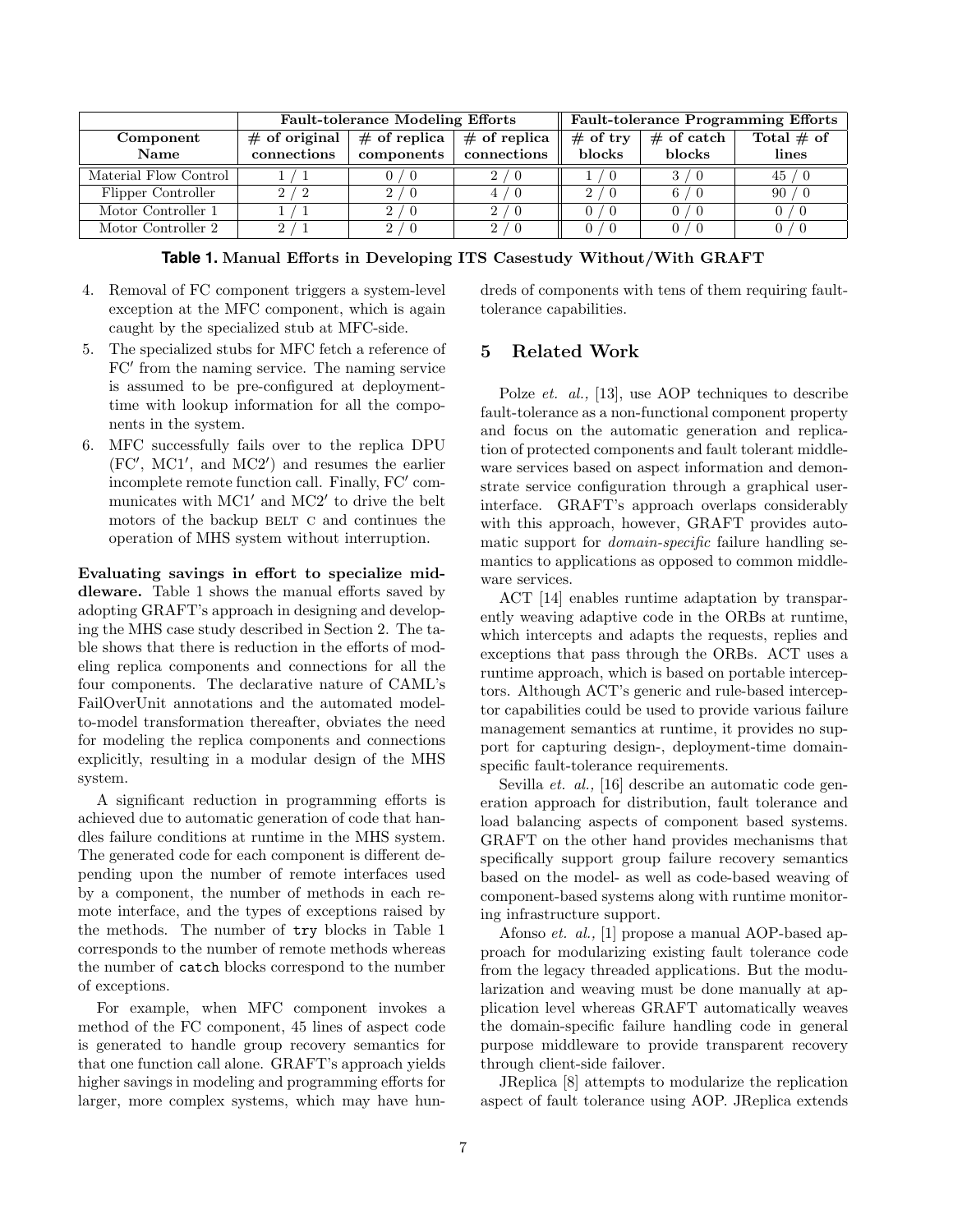| Component Name | Fault-tolerance Modeling Efforts | | | Fault-tolerance Programming Efforts | | |
|---|---|---|---|---|---|---|
| | # of original connections | # of replica components | # of replica connections | # of try blocks | # of catch blocks | Total # of lines |
| Material Flow Control | 1 / 1 | 0 / 0 | 2 / 0 | 1 / 0 | 3 / 0 | 45 / 0 |
| Flipper Controller | 2 / 2 | 2 / 0 | 4 / 0 | 2 / 0 | 6 / 0 | 90 / 0 |
| Motor Controller 1 | 1 / 1 | 2 / 0 | 2 / 0 | 0 / 0 | 0 / 0 | 0 / 0 |
| Motor Controller 2 | 2 / 1 | 2 / 0 | 2 / 0 | 0 / 0 | 0 / 0 | 0 / 0 |

**Table 1. Manual Efforts in Developing ITS Casestudy Without/With GRAFT**

4. Removal of FC component triggers a system-level exception at the MFC component, which is again caught by the specialized stub at MFC-side.
5. The specialized stubs for MFC fetch a reference of FC′ from the naming service. The naming service is assumed to be pre-configured at deployment-time with lookup information for all the components in the system.
6. MFC successfully fails over to the replica DPU (FC′, MC1′, and MC2′) and resumes the earlier incomplete remote function call. Finally, FC′ communicates with MC1′ and MC2′ to drive the belt motors of the backup BELT C and continues the operation of MHS system without interruption.

**Evaluating savings in effort to specialize middleware.** Table 1 shows the manual efforts saved by adopting GRAFT's approach in designing and developing the MHS case study described in Section 2. The table shows that there is reduction in the efforts of modeling replica components and connections for all the four components. The declarative nature of CAML's FailOverUnit annotations and the automated model-to-model transformation thereafter, obviates the need for modeling the replica components and connections explicitly, resulting in a modular design of the MHS system.

A significant reduction in programming efforts is achieved due to automatic generation of code that handles failure conditions at runtime in the MHS system. The generated code for each component is different depending upon the number of remote interfaces used by a component, the number of methods in each remote interface, and the types of exceptions raised by the methods. The number of `try` blocks in Table 1 corresponds to the number of remote methods whereas the number of `catch` blocks correspond to the number of exceptions.

For example, when MFC component invokes a method of the FC component, 45 lines of aspect code is generated to handle group recovery semantics for that one function call alone. GRAFT's approach yields higher savings in modeling and programming efforts for larger, more complex systems, which may have hundreds of components with tens of them requiring fault-tolerance capabilities.

## 5 Related Work

Polze *et. al.,* [13], use AOP techniques to describe fault-tolerance as a non-functional component property and focus on the automatic generation and replication of protected components and fault tolerant middleware services based on aspect information and demonstrate service configuration through a graphical user-interface. GRAFT's approach overlaps considerably with this approach, however, GRAFT provides automatic support for *domain-specific* failure handling semantics to applications as opposed to common middleware services.

ACT [14] enables runtime adaptation by transparently weaving adaptive code in the ORBs at runtime, which intercepts and adapts the requests, replies and exceptions that pass through the ORBs. ACT uses a runtime approach, which is based on portable interceptors. Although ACT's generic and rule-based interceptor capabilities could be used to provide various failure management semantics at runtime, it provides no support for capturing design-, deployment-time domain-specific fault-tolerance requirements.

Sevilla *et. al.,* [16] describe an automatic code generation approach for distribution, fault tolerance and load balancing aspects of component based systems. GRAFT on the other hand provides mechanisms that specifically support group failure recovery semantics based on the model- as well as code-based weaving of component-based systems along with runtime monitoring infrastructure support.

Afonso *et. al.,* [1] propose a manual AOP-based approach for modularizing existing fault tolerance code from the legacy threaded applications. But the modularization and weaving must be done manually at application level whereas GRAFT automatically weaves the domain-specific failure handling code in general purpose middleware to provide transparent recovery through client-side failover.

JReplica [8] attempts to modularize the replication aspect of fault tolerance using AOP. JReplica extends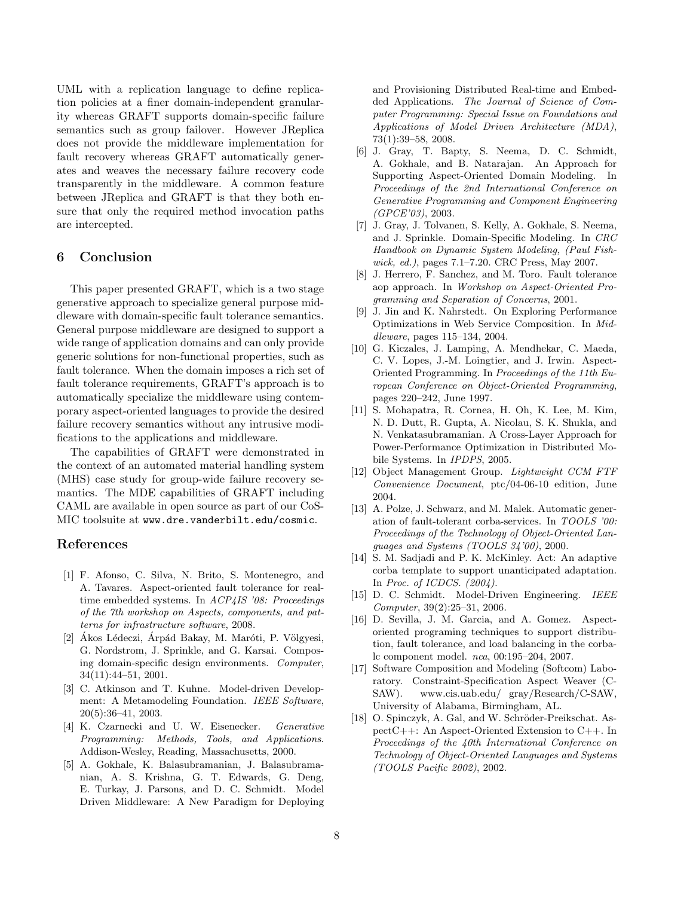UML with a replication language to define replication policies at a finer domain-independent granularity whereas GRAFT supports domain-specific failure semantics such as group failover. However JReplica does not provide the middleware implementation for fault recovery whereas GRAFT automatically generates and weaves the necessary failure recovery code transparently in the middleware. A common feature between JReplica and GRAFT is that they both ensure that only the required method invocation paths are intercepted.

## 6 Conclusion

This paper presented GRAFT, which is a two stage generative approach to specialize general purpose middleware with domain-specific fault tolerance semantics. General purpose middleware are designed to support a wide range of application domains and can only provide generic solutions for non-functional properties, such as fault tolerance. When the domain imposes a rich set of fault tolerance requirements, GRAFT's approach is to automatically specialize the middleware using contemporary aspect-oriented languages to provide the desired failure recovery semantics without any intrusive modifications to the applications and middleware.

The capabilities of GRAFT were demonstrated in the context of an automated material handling system (MHS) case study for group-wide failure recovery semantics. The MDE capabilities of GRAFT including CAML are available in open source as part of our CoSMIC toolsuite at `www.dre.vanderbilt.edu/cosmic`.

## References

[1] F. Afonso, C. Silva, N. Brito, S. Montenegro, and A. Tavares. Aspect-oriented fault tolerance for real-time embedded systems. In *ACP4IS '08: Proceedings of the 7th workshop on Aspects, components, and patterns for infrastructure software*, 2008.

[2] Ákos Lédeczi, Árpád Bakay, M. Maróti, P. Völgyesi, G. Nordstrom, J. Sprinkle, and G. Karsai. Composing domain-specific design environments. *Computer*, 34(11):44–51, 2001.

[3] C. Atkinson and T. Kuhne. Model-driven Development: A Metamodeling Foundation. *IEEE Software*, 20(5):36–41, 2003.

[4] K. Czarnecki and U. W. Eisenecker. *Generative Programming: Methods, Tools, and Applications.* Addison-Wesley, Reading, Massachusetts, 2000.

[5] A. Gokhale, K. Balasubramanian, J. Balasubramanian, A. S. Krishna, G. T. Edwards, G. Deng, E. Turkay, J. Parsons, and D. C. Schmidt. Model Driven Middleware: A New Paradigm for Deploying and Provisioning Distributed Real-time and Embedded Applications. *The Journal of Science of Computer Programming: Special Issue on Foundations and Applications of Model Driven Architecture (MDA)*, 73(1):39–58, 2008.

[6] J. Gray, T. Bapty, S. Neema, D. C. Schmidt, A. Gokhale, and B. Natarajan. An Approach for Supporting Aspect-Oriented Domain Modeling. In *Proceedings of the 2nd International Conference on Generative Programming and Component Engineering (GPCE'03)*, 2003.

[7] J. Gray, J. Tolvanen, S. Kelly, A. Gokhale, S. Neema, and J. Sprinkle. Domain-Specific Modeling. In *CRC Handbook on Dynamic System Modeling, (Paul Fishwick, ed.)*, pages 7.1–7.20. CRC Press, May 2007.

[8] J. Herrero, F. Sanchez, and M. Toro. Fault tolerance aop approach. In *Workshop on Aspect-Oriented Programming and Separation of Concerns*, 2001.

[9] J. Jin and K. Nahrstedt. On Exploring Performance Optimizations in Web Service Composition. In *Middleware*, pages 115–134, 2004.

[10] G. Kiczales, J. Lamping, A. Mendhekar, C. Maeda, C. V. Lopes, J.-M. Loingtier, and J. Irwin. Aspect-Oriented Programming. In *Proceedings of the 11th European Conference on Object-Oriented Programming*, pages 220–242, June 1997.

[11] S. Mohapatra, R. Cornea, H. Oh, K. Lee, M. Kim, N. D. Dutt, R. Gupta, A. Nicolau, S. K. Shukla, and N. Venkatasubramanian. A Cross-Layer Approach for Power-Performance Optimization in Distributed Mobile Systems. In *IPDPS*, 2005.

[12] Object Management Group. *Lightweight CCM FTF Convenience Document*, ptc/04-06-10 edition, June 2004.

[13] A. Polze, J. Schwarz, and M. Malek. Automatic generation of fault-tolerant corba-services. In *TOOLS '00: Proceedings of the Technology of Object-Oriented Languages and Systems (TOOLS 34'00)*, 2000.

[14] S. M. Sadjadi and P. K. McKinley. Act: An adaptive corba template to support unanticipated adaptation. In *Proc. of ICDCS. (2004)*.

[15] D. C. Schmidt. Model-Driven Engineering. *IEEE Computer*, 39(2):25–31, 2006.

[16] D. Sevilla, J. M. Garcia, and A. Gomez. Aspect-oriented programing techniques to support distribution, fault tolerance, and load balancing in the corba-lc component model. *nca*, 00:195–204, 2007.

[17] Software Composition and Modeling (Softcom) Laboratory. Constraint-Specification Aspect Weaver (C-SAW). www.cis.uab.edu/ gray/Research/C-SAW, University of Alabama, Birmingham, AL.

[18] O. Spinczyk, A. Gal, and W. Schröder-Preikschat. AspectC++: An Aspect-Oriented Extension to C++. In *Proceedings of the 40th International Conference on Technology of Object-Oriented Languages and Systems (TOOLS Pacific 2002)*, 2002.